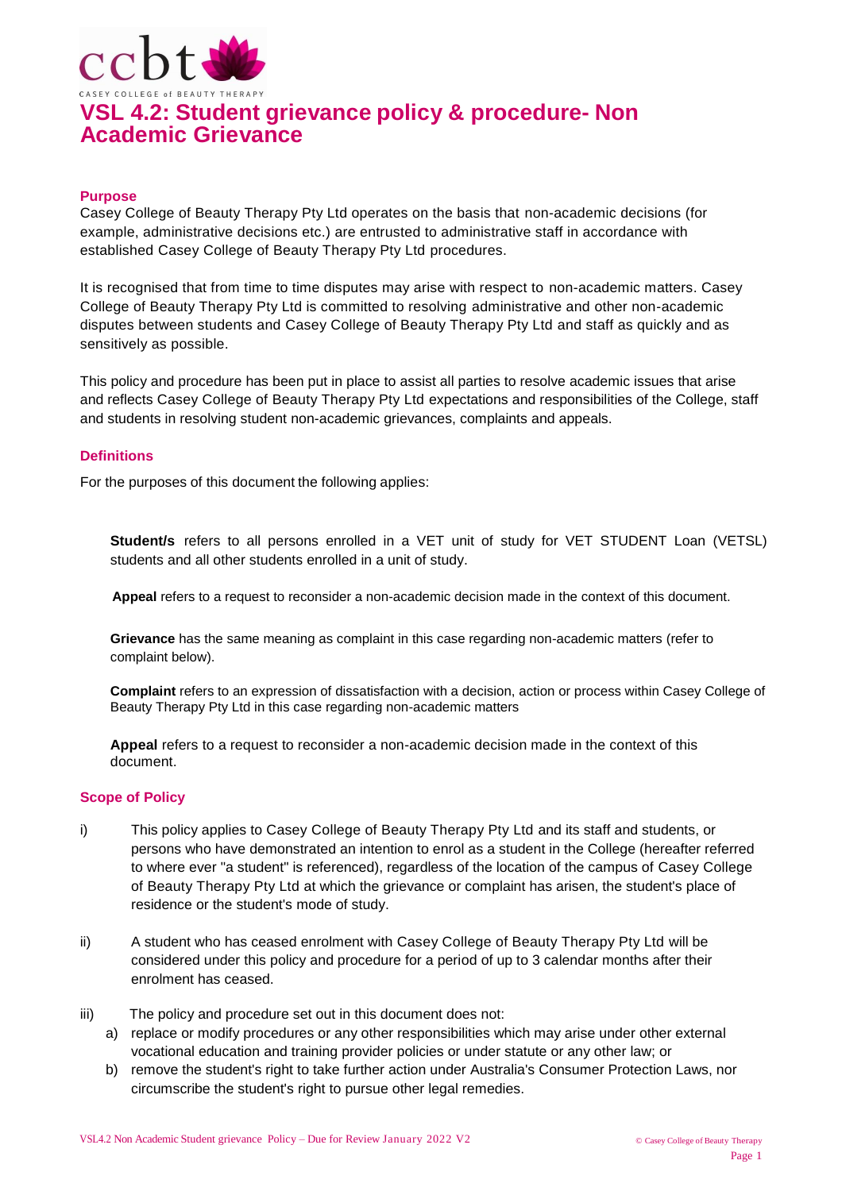# VSL 4.2: Student grievance policy & procedure- Non Academic Grievance

## Purpose

Casey College of Beauty Therapy Pty Ltd operates on the basis that non-academic decisions (for example, administrative decisions etc.) are entrusted to administrative staff in accordance with established Casey College of Beauty Therapy Pty Ltd procedures.

It is recognised that from time to time disputes may arise with respect to non-academic matters. Casey College of Beauty Therapy Pty Ltd is committed to resolving administrative and other non-academic disputes between students and Casey College of Beauty Therapy Pty Ltd and staff as quickly and as sensitively as possible.

This policy and procedure has been put in place to assist all parties to resolve academic issues that arise and reflects Casey College of Beauty Therapy Pty Ltd expectations and responsibilities of the College, staff and students in resolving student non-academic grievances, complaints and appeals.

## Definitions

For the purposes of this document the following applies:

**Student/s** refers to all persons enrolled in a VET unit of study for VET STUDENT Loan (VETSL) students and all other students enrolled in a unit of study.

**Appeal** refers to a request to reconsider a non-academic decision made in the context of this document.

**Grievance** has the same meaning as complaint in this case regarding non-academic matters (refer to complaint below).

**Complaint** refers to an expression of dissatisfaction with a decision, action or process within Casey College of Beauty Therapy Pty Ltd in this case regarding non-academic matters

**Appeal** refers to a request to reconsider a non-academic decision made in the context of this document.

## Scope of Policy

i) This policy applies to Casey College of Beauty Therapy Pty Ltd and its staff and students, or persons who have demonstrated an intention to enrol as a student in the College (hereafter referred to where ever "a student" is referenced), regardless of the location of the campus of Casey College of Beauty Therapy Pty Ltd at which the grievance or complaint has arisen, the student's place of residence or the student's mode of study.

ii) A student who has ceased enrolment with Casey College of Beauty Therapy Pty Ltd will be considered under this policy and procedure for a period of up to 3 calendar months after their enrolment has ceased.

iii) The policy and procedure set out in this document does not:

   a) replace or modify procedures or any other responsibilities which may arise under other external vocational education and training provider policies or under statute or any other law; or
   b) remove the student's right to take further action under Australia's Consumer Protection Laws, nor circumscribe the student's right to pursue other legal remedies.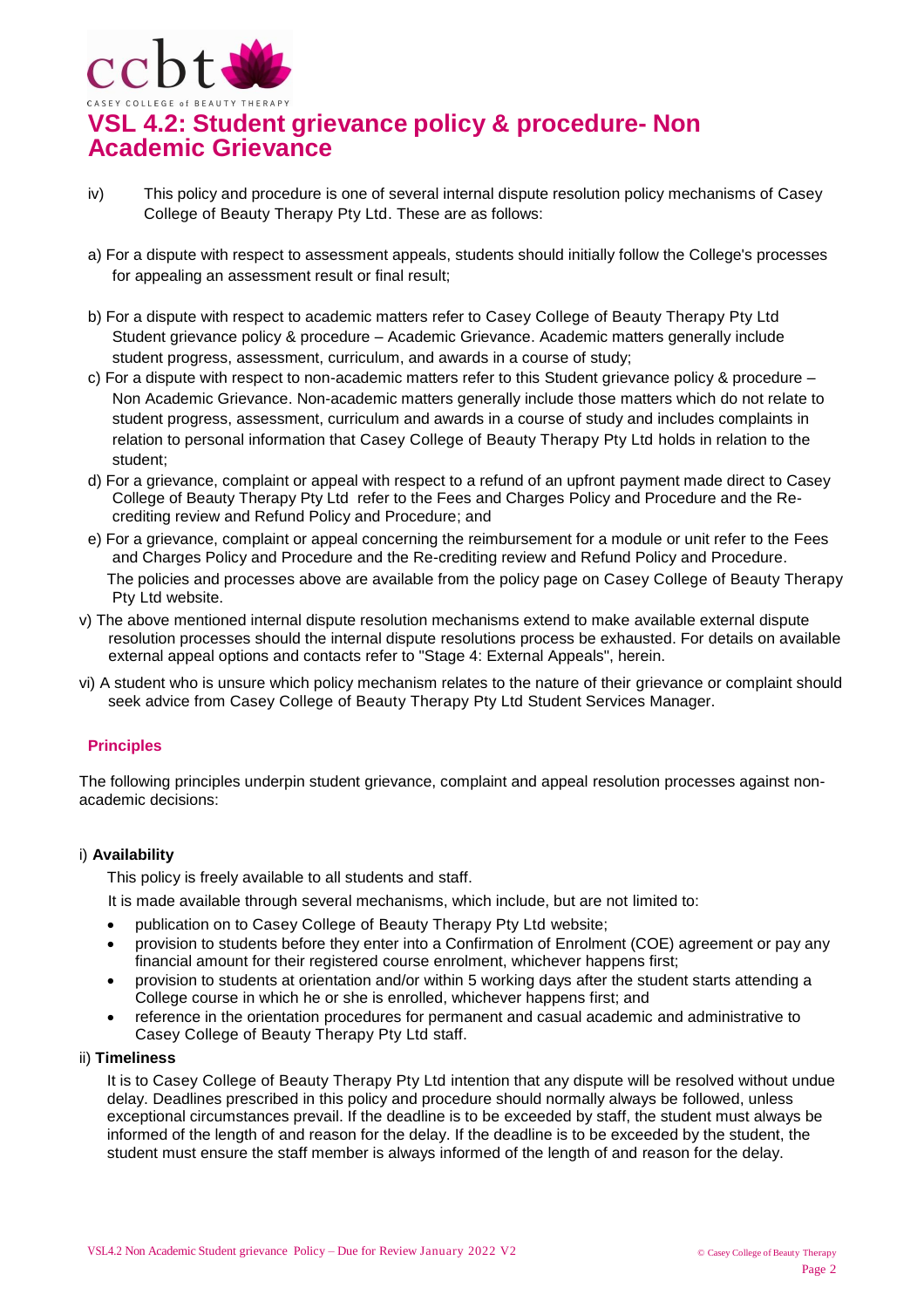# VSL 4.2: Student grievance policy & procedure- Non Academic Grievance

iv) This policy and procedure is one of several internal dispute resolution policy mechanisms of Casey College of Beauty Therapy Pty Ltd. These are as follows:

a) For a dispute with respect to assessment appeals, students should initially follow the College's processes for appealing an assessment result or final result;

b) For a dispute with respect to academic matters refer to Casey College of Beauty Therapy Pty Ltd Student grievance policy & procedure – Academic Grievance. Academic matters generally include student progress, assessment, curriculum, and awards in a course of study;

c) For a dispute with respect to non-academic matters refer to this Student grievance policy & procedure – Non Academic Grievance. Non-academic matters generally include those matters which do not relate to student progress, assessment, curriculum and awards in a course of study and includes complaints in relation to personal information that Casey College of Beauty Therapy Pty Ltd holds in relation to the student;

d) For a grievance, complaint or appeal with respect to a refund of an upfront payment made direct to Casey College of Beauty Therapy Pty Ltd refer to the Fees and Charges Policy and Procedure and the Re-crediting review and Refund Policy and Procedure; and

e) For a grievance, complaint or appeal concerning the reimbursement for a module or unit refer to the Fees and Charges Policy and Procedure and the Re-crediting review and Refund Policy and Procedure.

The policies and processes above are available from the policy page on Casey College of Beauty Therapy Pty Ltd website.

v) The above mentioned internal dispute resolution mechanisms extend to make available external dispute resolution processes should the internal dispute resolutions process be exhausted. For details on available external appeal options and contacts refer to "Stage 4: External Appeals", herein.

vi) A student who is unsure which policy mechanism relates to the nature of their grievance or complaint should seek advice from Casey College of Beauty Therapy Pty Ltd Student Services Manager.

## Principles

The following principles underpin student grievance, complaint and appeal resolution processes against non-academic decisions:

i) **Availability**

This policy is freely available to all students and staff.

It is made available through several mechanisms, which include, but are not limited to:

- publication on to Casey College of Beauty Therapy Pty Ltd website;
- provision to students before they enter into a Confirmation of Enrolment (COE) agreement or pay any financial amount for their registered course enrolment, whichever happens first;
- provision to students at orientation and/or within 5 working days after the student starts attending a College course in which he or she is enrolled, whichever happens first; and
- reference in the orientation procedures for permanent and casual academic and administrative to Casey College of Beauty Therapy Pty Ltd staff.

ii) **Timeliness**

It is to Casey College of Beauty Therapy Pty Ltd intention that any dispute will be resolved without undue delay. Deadlines prescribed in this policy and procedure should normally always be followed, unless exceptional circumstances prevail. If the deadline is to be exceeded by staff, the student must always be informed of the length of and reason for the delay. If the deadline is to be exceeded by the student, the student must ensure the staff member is always informed of the length of and reason for the delay.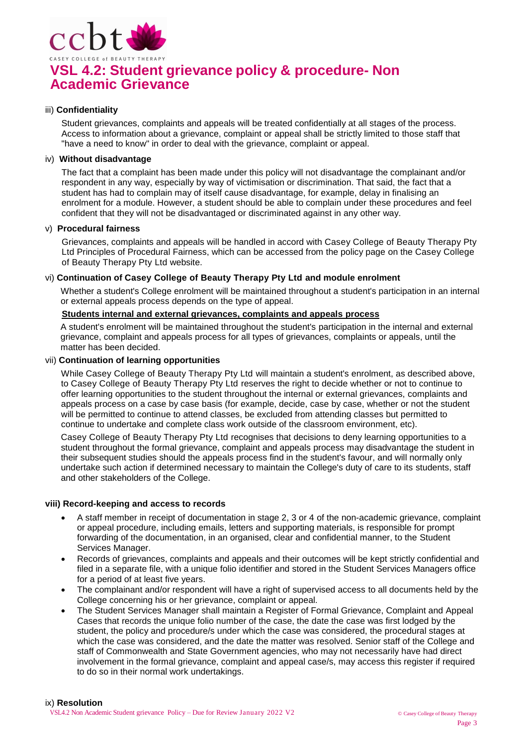# VSL 4.2: Student grievance policy & procedure- Non Academic Grievance

iii) **Confidentiality**

Student grievances, complaints and appeals will be treated confidentially at all stages of the process. Access to information about a grievance, complaint or appeal shall be strictly limited to those staff that "have a need to know" in order to deal with the grievance, complaint or appeal.

iv) **Without disadvantage**

The fact that a complaint has been made under this policy will not disadvantage the complainant and/or respondent in any way, especially by way of victimisation or discrimination. That said, the fact that a student has had to complain may of itself cause disadvantage, for example, delay in finalising an enrolment for a module. However, a student should be able to complain under these procedures and feel confident that they will not be disadvantaged or discriminated against in any other way.

v) **Procedural fairness**

Grievances, complaints and appeals will be handled in accord with Casey College of Beauty Therapy Pty Ltd Principles of Procedural Fairness, which can be accessed from the policy page on the Casey College of Beauty Therapy Pty Ltd website.

vi) **Continuation of Casey College of Beauty Therapy Pty Ltd and module enrolment**

Whether a student's College enrolment will be maintained throughout a student's participation in an internal or external appeals process depends on the type of appeal.

**Students internal and external grievances, complaints and appeals process**

A student's enrolment will be maintained throughout the student's participation in the internal and external grievance, complaint and appeals process for all types of grievances, complaints or appeals, until the matter has been decided.

vii) **Continuation of learning opportunities**

While Casey College of Beauty Therapy Pty Ltd will maintain a student's enrolment, as described above, to Casey College of Beauty Therapy Pty Ltd reserves the right to decide whether or not to continue to offer learning opportunities to the student throughout the internal or external grievances, complaints and appeals process on a case by case basis (for example, decide, case by case, whether or not the student will be permitted to continue to attend classes, be excluded from attending classes but permitted to continue to undertake and complete class work outside of the classroom environment, etc).

Casey College of Beauty Therapy Pty Ltd recognises that decisions to deny learning opportunities to a student throughout the formal grievance, complaint and appeals process may disadvantage the student in their subsequent studies should the appeals process find in the student's favour, and will normally only undertake such action if determined necessary to maintain the College's duty of care to its students, staff and other stakeholders of the College.

**viii) Record-keeping and access to records**

- A staff member in receipt of documentation in stage 2, 3 or 4 of the non-academic grievance, complaint or appeal procedure, including emails, letters and supporting materials, is responsible for prompt forwarding of the documentation, in an organised, clear and confidential manner, to the Student Services Manager.
- Records of grievances, complaints and appeals and their outcomes will be kept strictly confidential and filed in a separate file, with a unique folio identifier and stored in the Student Services Managers office for a period of at least five years.
- The complainant and/or respondent will have a right of supervised access to all documents held by the College concerning his or her grievance, complaint or appeal.
- The Student Services Manager shall maintain a Register of Formal Grievance, Complaint and Appeal Cases that records the unique folio number of the case, the date the case was first lodged by the student, the policy and procedure/s under which the case was considered, the procedural stages at which the case was considered, and the date the matter was resolved. Senior staff of the College and staff of Commonwealth and State Government agencies, who may not necessarily have had direct involvement in the formal grievance, complaint and appeal case/s, may access this register if required to do so in their normal work undertakings.

ix) **Resolution**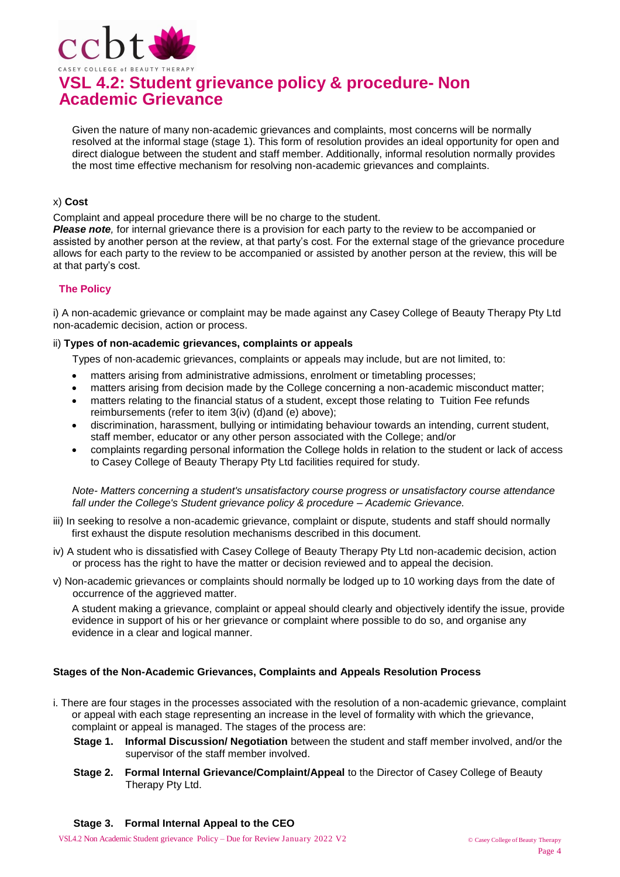Given the nature of many non-academic grievances and complaints, most concerns will be normally resolved at the informal stage (stage 1). This form of resolution provides an ideal opportunity for open and direct dialogue between the student and staff member. Additionally, informal resolution normally provides the most time effective mechanism for resolving non-academic grievances and complaints.

x) **Cost**

Complaint and appeal procedure there will be no charge to the student.

***Please note****,* for internal grievance there is a provision for each party to the review to be accompanied or assisted by another person at the review, at that party's cost. For the external stage of the grievance procedure allows for each party to the review to be accompanied or assisted by another person at the review, this will be at that party's cost.

## The Policy

i) A non-academic grievance or complaint may be made against any Casey College of Beauty Therapy Pty Ltd non-academic decision, action or process.

ii) **Types of non-academic grievances, complaints or appeals**

Types of non-academic grievances, complaints or appeals may include, but are not limited, to:

- matters arising from administrative admissions, enrolment or timetabling processes;
- matters arising from decision made by the College concerning a non-academic misconduct matter;
- matters relating to the financial status of a student, except those relating to Tuition Fee refunds reimbursements (refer to item 3(iv) (d)and (e) above);
- discrimination, harassment, bullying or intimidating behaviour towards an intending, current student, staff member, educator or any other person associated with the College; and/or
- complaints regarding personal information the College holds in relation to the student or lack of access to Casey College of Beauty Therapy Pty Ltd facilities required for study.

*Note- Matters concerning a student's unsatisfactory course progress or unsatisfactory course attendance fall under the College's Student grievance policy & procedure – Academic Grievance.*

iii) In seeking to resolve a non-academic grievance, complaint or dispute, students and staff should normally first exhaust the dispute resolution mechanisms described in this document.

iv) A student who is dissatisfied with Casey College of Beauty Therapy Pty Ltd non-academic decision, action or process has the right to have the matter or decision reviewed and to appeal the decision.

v) Non-academic grievances or complaints should normally be lodged up to 10 working days from the date of occurrence of the aggrieved matter.

A student making a grievance, complaint or appeal should clearly and objectively identify the issue, provide evidence in support of his or her grievance or complaint where possible to do so, and organise any evidence in a clear and logical manner.

### Stages of the Non-Academic Grievances, Complaints and Appeals Resolution Process

i. There are four stages in the processes associated with the resolution of a non-academic grievance, complaint or appeal with each stage representing an increase in the level of formality with which the grievance, complaint or appeal is managed. The stages of the process are:

**Stage 1.** **Informal Discussion/ Negotiation** between the student and staff member involved, and/or the supervisor of the staff member involved.

**Stage 2.** **Formal Internal Grievance/Complaint/Appeal** to the Director of Casey College of Beauty Therapy Pty Ltd.

**Stage 3.** **Formal Internal Appeal to the CEO**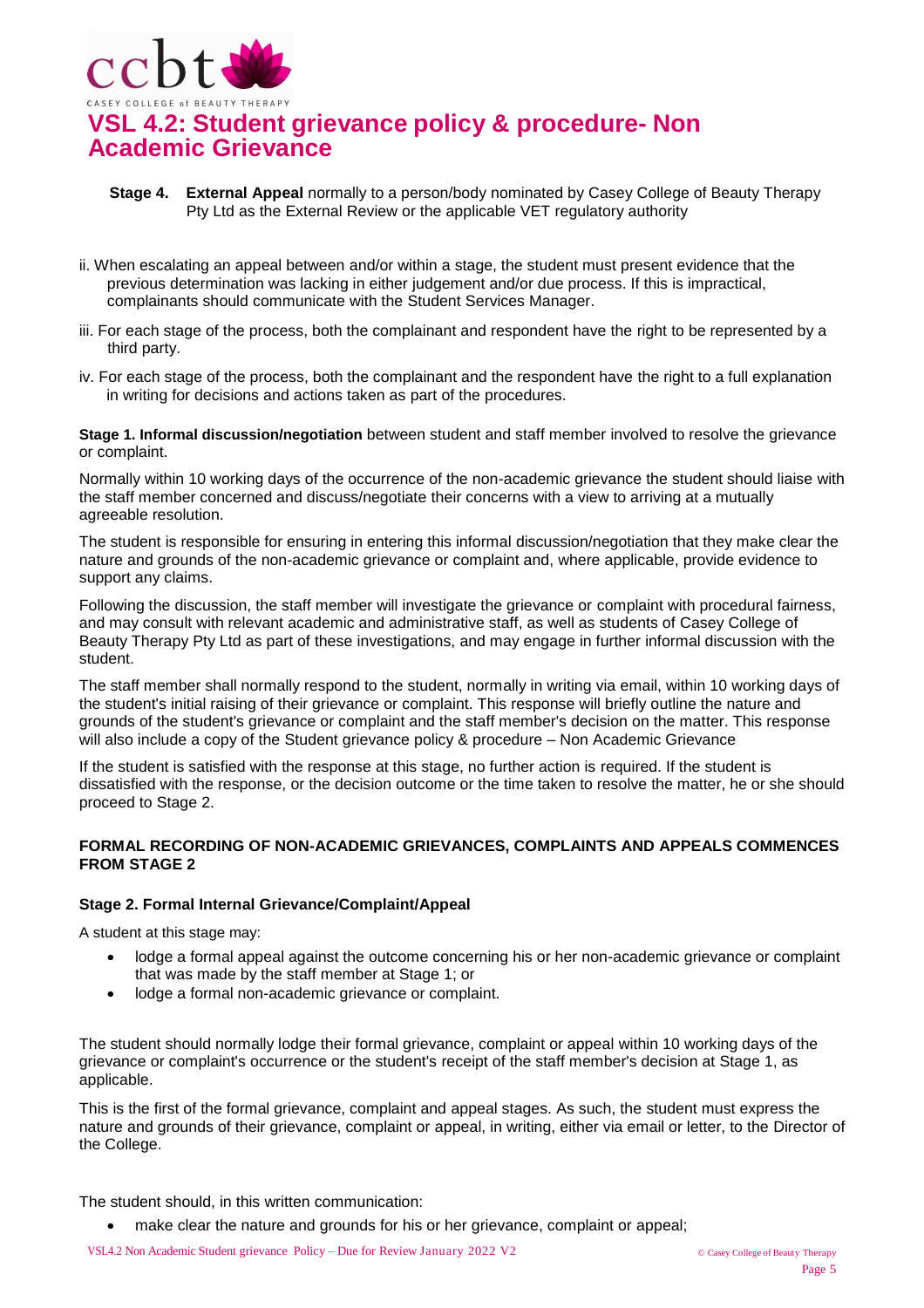**Stage 4. External Appeal** normally to a person/body nominated by Casey College of Beauty Therapy Pty Ltd as the External Review or the applicable VET regulatory authority

ii. When escalating an appeal between and/or within a stage, the student must present evidence that the previous determination was lacking in either judgement and/or due process. If this is impractical, complainants should communicate with the Student Services Manager.

iii. For each stage of the process, both the complainant and respondent have the right to be represented by a third party.

iv. For each stage of the process, both the complainant and the respondent have the right to a full explanation in writing for decisions and actions taken as part of the procedures.

**Stage 1. Informal discussion/negotiation** between student and staff member involved to resolve the grievance or complaint.

Normally within 10 working days of the occurrence of the non-academic grievance the student should liaise with the staff member concerned and discuss/negotiate their concerns with a view to arriving at a mutually agreeable resolution.

The student is responsible for ensuring in entering this informal discussion/negotiation that they make clear the nature and grounds of the non-academic grievance or complaint and, where applicable, provide evidence to support any claims.

Following the discussion, the staff member will investigate the grievance or complaint with procedural fairness, and may consult with relevant academic and administrative staff, as well as students of Casey College of Beauty Therapy Pty Ltd as part of these investigations, and may engage in further informal discussion with the student.

The staff member shall normally respond to the student, normally in writing via email, within 10 working days of the student's initial raising of their grievance or complaint. This response will briefly outline the nature and grounds of the student's grievance or complaint and the staff member's decision on the matter. This response will also include a copy of the Student grievance policy & procedure – Non Academic Grievance

If the student is satisfied with the response at this stage, no further action is required. If the student is dissatisfied with the response, or the decision outcome or the time taken to resolve the matter, he or she should proceed to Stage 2.

**FORMAL RECORDING OF NON-ACADEMIC GRIEVANCES, COMPLAINTS AND APPEALS COMMENCES FROM STAGE 2**

**Stage 2. Formal Internal Grievance/Complaint/Appeal**

A student at this stage may:

- lodge a formal appeal against the outcome concerning his or her non-academic grievance or complaint that was made by the staff member at Stage 1; or
- lodge a formal non-academic grievance or complaint.

The student should normally lodge their formal grievance, complaint or appeal within 10 working days of the grievance or complaint's occurrence or the student's receipt of the staff member's decision at Stage 1, as applicable.

This is the first of the formal grievance, complaint and appeal stages. As such, the student must express the nature and grounds of their grievance, complaint or appeal, in writing, either via email or letter, to the Director of the College.

The student should, in this written communication:

- make clear the nature and grounds for his or her grievance, complaint or appeal;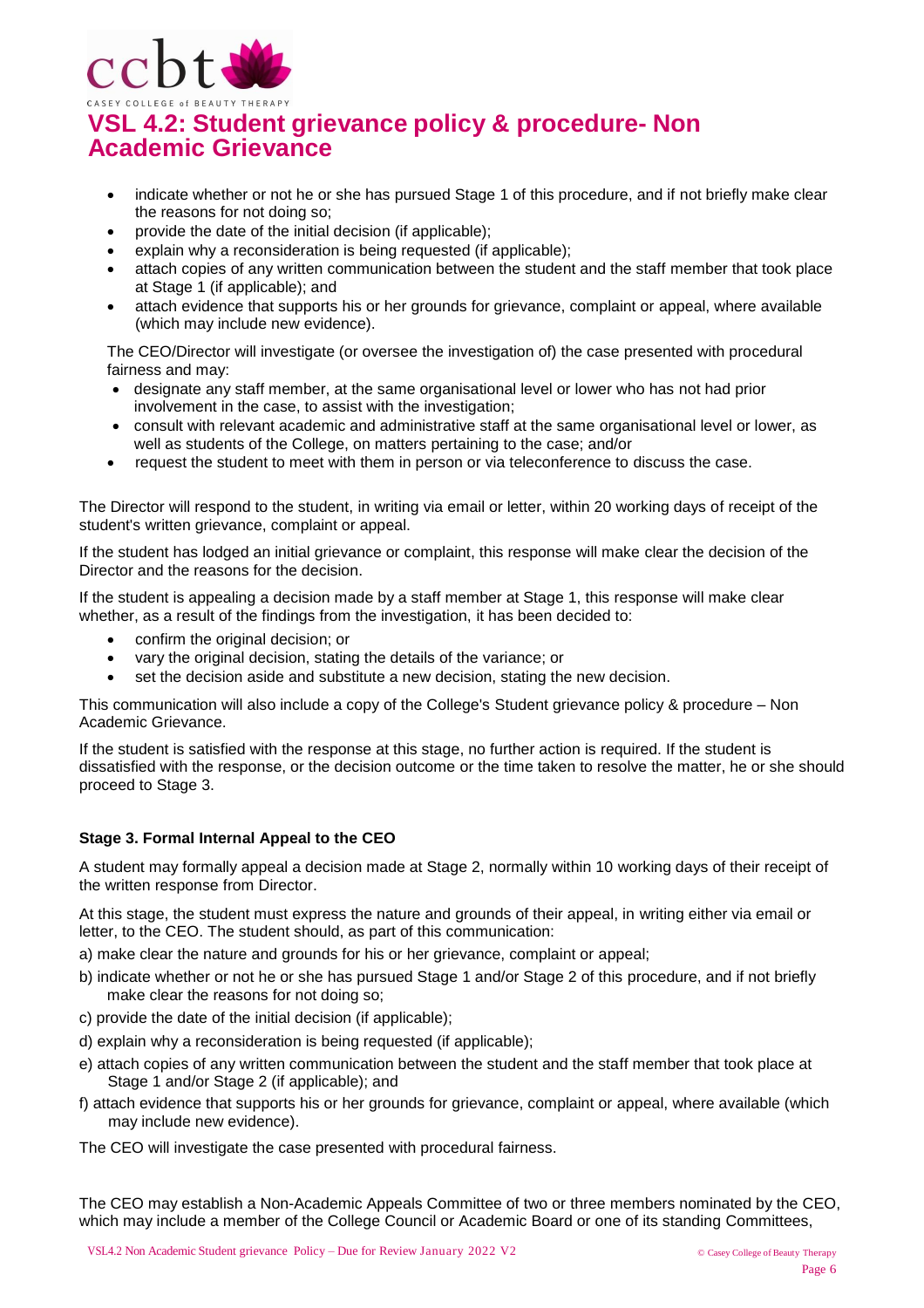- indicate whether or not he or she has pursued Stage 1 of this procedure, and if not briefly make clear the reasons for not doing so;
- provide the date of the initial decision (if applicable);
- explain why a reconsideration is being requested (if applicable);
- attach copies of any written communication between the student and the staff member that took place at Stage 1 (if applicable); and
- attach evidence that supports his or her grounds for grievance, complaint or appeal, where available (which may include new evidence).

The CEO/Director will investigate (or oversee the investigation of) the case presented with procedural fairness and may:

- designate any staff member, at the same organisational level or lower who has not had prior involvement in the case, to assist with the investigation;
- consult with relevant academic and administrative staff at the same organisational level or lower, as well as students of the College, on matters pertaining to the case; and/or
- request the student to meet with them in person or via teleconference to discuss the case.

The Director will respond to the student, in writing via email or letter, within 20 working days of receipt of the student's written grievance, complaint or appeal.

If the student has lodged an initial grievance or complaint, this response will make clear the decision of the Director and the reasons for the decision.

If the student is appealing a decision made by a staff member at Stage 1, this response will make clear whether, as a result of the findings from the investigation, it has been decided to:

- confirm the original decision; or
- vary the original decision, stating the details of the variance; or
- set the decision aside and substitute a new decision, stating the new decision.

This communication will also include a copy of the College's Student grievance policy & procedure – Non Academic Grievance.

If the student is satisfied with the response at this stage, no further action is required. If the student is dissatisfied with the response, or the decision outcome or the time taken to resolve the matter, he or she should proceed to Stage 3.

**Stage 3. Formal Internal Appeal to the CEO**

A student may formally appeal a decision made at Stage 2, normally within 10 working days of their receipt of the written response from Director.

At this stage, the student must express the nature and grounds of their appeal, in writing either via email or letter, to the CEO. The student should, as part of this communication:

a) make clear the nature and grounds for his or her grievance, complaint or appeal;

b) indicate whether or not he or she has pursued Stage 1 and/or Stage 2 of this procedure, and if not briefly make clear the reasons for not doing so;

c) provide the date of the initial decision (if applicable);

d) explain why a reconsideration is being requested (if applicable);

e) attach copies of any written communication between the student and the staff member that took place at Stage 1 and/or Stage 2 (if applicable); and

f) attach evidence that supports his or her grounds for grievance, complaint or appeal, where available (which may include new evidence).

The CEO will investigate the case presented with procedural fairness.

The CEO may establish a Non-Academic Appeals Committee of two or three members nominated by the CEO, which may include a member of the College Council or Academic Board or one of its standing Committees,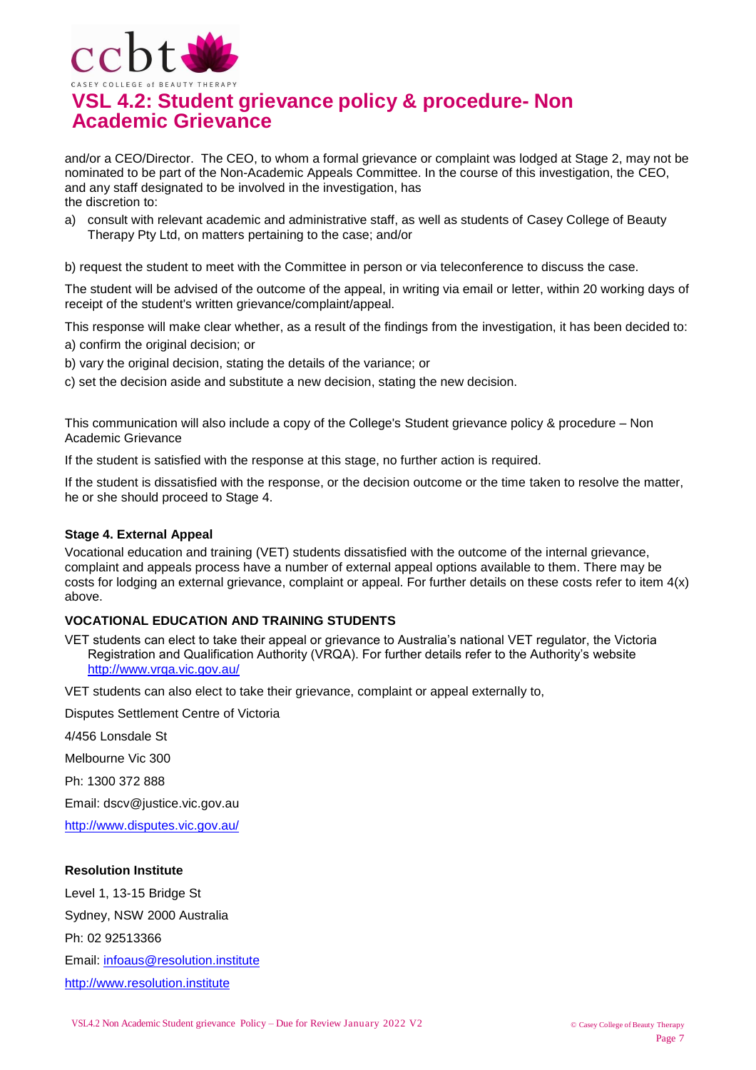and/or a CEO/Director. The CEO, to whom a formal grievance or complaint was lodged at Stage 2, may not be nominated to be part of the Non-Academic Appeals Committee. In the course of this investigation, the CEO, and any staff designated to be involved in the investigation, has the discretion to:

a) consult with relevant academic and administrative staff, as well as students of Casey College of Beauty Therapy Pty Ltd, on matters pertaining to the case; and/or

b) request the student to meet with the Committee in person or via teleconference to discuss the case.

The student will be advised of the outcome of the appeal, in writing via email or letter, within 20 working days of receipt of the student's written grievance/complaint/appeal.

This response will make clear whether, as a result of the findings from the investigation, it has been decided to:

a) confirm the original decision; or

b) vary the original decision, stating the details of the variance; or

c) set the decision aside and substitute a new decision, stating the new decision.

This communication will also include a copy of the College's Student grievance policy & procedure – Non Academic Grievance

If the student is satisfied with the response at this stage, no further action is required.

If the student is dissatisfied with the response, or the decision outcome or the time taken to resolve the matter, he or she should proceed to Stage 4.

**Stage 4. External Appeal**

Vocational education and training (VET) students dissatisfied with the outcome of the internal grievance, complaint and appeals process have a number of external appeal options available to them. There may be costs for lodging an external grievance, complaint or appeal. For further details on these costs refer to item 4(x) above.

**VOCATIONAL EDUCATION AND TRAINING STUDENTS**

VET students can elect to take their appeal or grievance to Australia's national VET regulator, the Victoria Registration and Qualification Authority (VRQA). For further details refer to the Authority's website http://www.vrqa.vic.gov.au/

VET students can also elect to take their grievance, complaint or appeal externally to,

Disputes Settlement Centre of Victoria

4/456 Lonsdale St

Melbourne Vic 300

Ph: 1300 372 888

Email: dscv@justice.vic.gov.au

http://www.disputes.vic.gov.au/

**Resolution Institute**

Level 1, 13-15 Bridge St

Sydney, NSW 2000 Australia

Ph: 02 92513366

Email: infoaus@resolution.institute

http://www.resolution.institute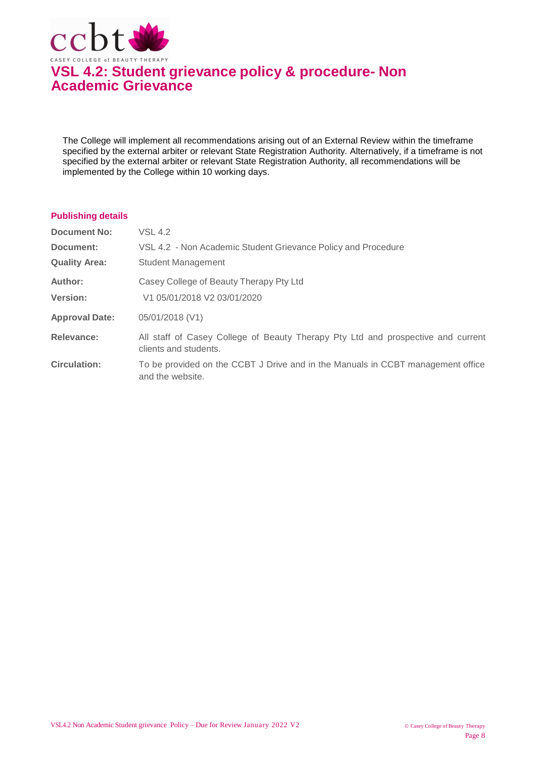# VSL 4.2: Student grievance policy & procedure- Non Academic Grievance

The College will implement all recommendations arising out of an External Review within the timeframe specified by the external arbiter or relevant State Registration Authority. Alternatively, if a timeframe is not specified by the external arbiter or relevant State Registration Authority, all recommendations will be implemented by the College within 10 working days.

### Publishing details

| | |
|---|---|
| **Document No:** | VSL 4.2 |
| **Document:** | VSL 4.2 - Non Academic Student Grievance Policy and Procedure |
| **Quality Area:** | Student Management |
| **Author:** | Casey College of Beauty Therapy Pty Ltd |
| **Version:** | V1 05/01/2018 V2 03/01/2020 |
| **Approval Date:** | 05/01/2018 (V1) |
| **Relevance:** | All staff of Casey College of Beauty Therapy Pty Ltd and prospective and current clients and students. |
| **Circulation:** | To be provided on the CCBT J Drive and in the Manuals in CCBT management office and the website. |